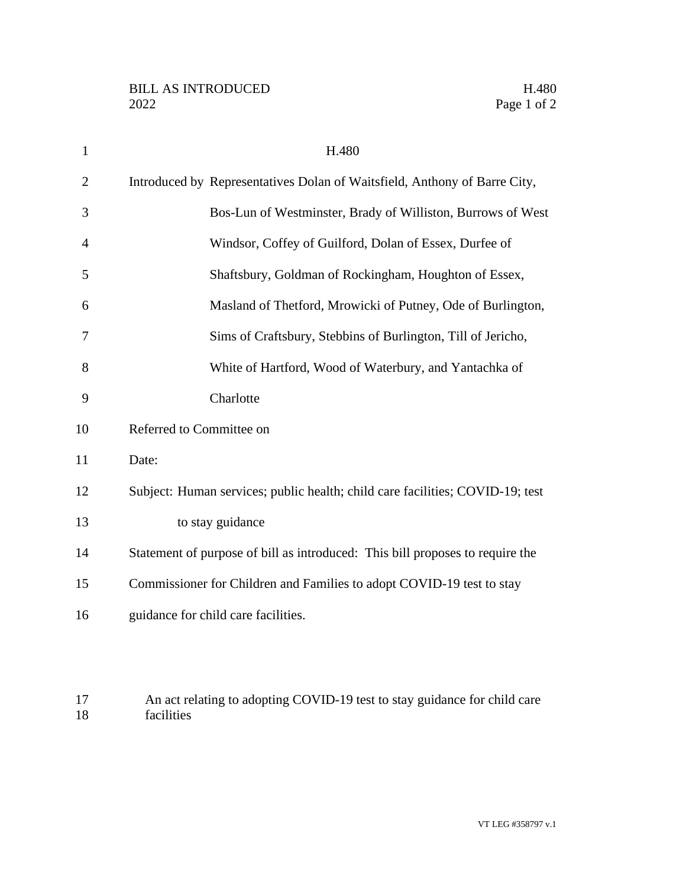BILL AS INTRODUCED
2022

# H.480

Introduced by Representatives Dolan of Waitsfield, Anthony of Barre City, Bos-Lun of Westminster, Brady of Williston, Burrows of West Windsor, Coffey of Guilford, Dolan of Essex, Durfee of Shaftsbury, Goldman of Rockingham, Houghton of Essex, Masland of Thetford, Mrowicki of Putney, Ode of Burlington, Sims of Craftsbury, Stebbins of Burlington, Till of Jericho, White of Hartford, Wood of Waterbury, and Yantachka of Charlotte

Referred to Committee on

Date:

Subject: Human services; public health; child care facilities; COVID-19; test to stay guidance

Statement of purpose of bill as introduced: This bill proposes to require the Commissioner for Children and Families to adopt COVID-19 test to stay guidance for child care facilities.

An act relating to adopting COVID-19 test to stay guidance for child care facilities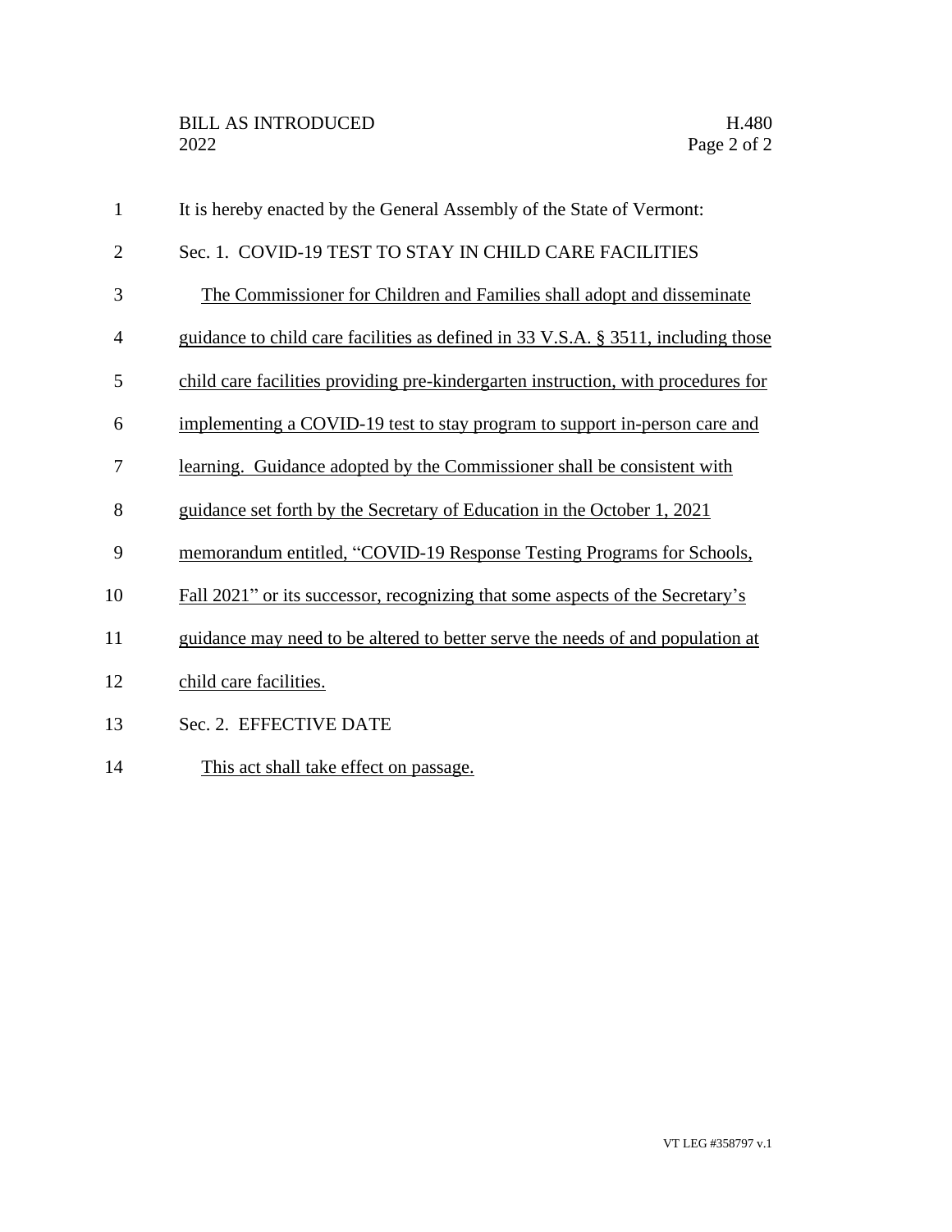It is hereby enacted by the General Assembly of the State of Vermont:

Sec. 1. COVID-19 TEST TO STAY IN CHILD CARE FACILITIES

The Commissioner for Children and Families shall adopt and disseminate guidance to child care facilities as defined in 33 V.S.A. § 3511, including those child care facilities providing pre-kindergarten instruction, with procedures for implementing a COVID-19 test to stay program to support in-person care and learning. Guidance adopted by the Commissioner shall be consistent with guidance set forth by the Secretary of Education in the October 1, 2021 memorandum entitled, "COVID-19 Response Testing Programs for Schools, Fall 2021" or its successor, recognizing that some aspects of the Secretary's guidance may need to be altered to better serve the needs of and population at child care facilities.

Sec. 2. EFFECTIVE DATE

This act shall take effect on passage.